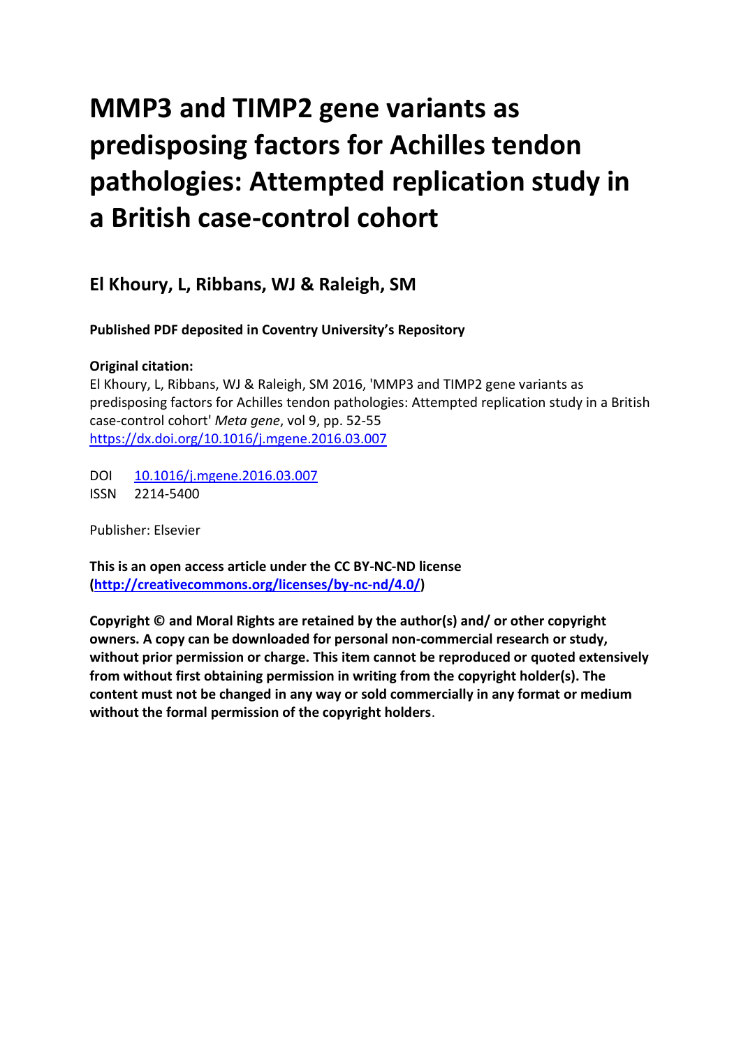# MMP3 and TIMP2 gene variants as predisposing factors for Achilles tendon pathologies: Attempted replication study in a British case-control cohort

## El Khoury, L, Ribbans, WJ & Raleigh, SM

**Published PDF deposited in Coventry University's Repository**

**Original citation:**
El Khoury, L, Ribbans, WJ & Raleigh, SM 2016, 'MMP3 and TIMP2 gene variants as predisposing factors for Achilles tendon pathologies: Attempted replication study in a British case-control cohort' *Meta gene*, vol 9, pp. 52-55
https://dx.doi.org/10.1016/j.mgene.2016.03.007

DOI 10.1016/j.mgene.2016.03.007
ISSN 2214-5400

Publisher: Elsevier

**This is an open access article under the CC BY-NC-ND license (http://creativecommons.org/licenses/by-nc-nd/4.0/)**

**Copyright © and Moral Rights are retained by the author(s) and/ or other copyright owners. A copy can be downloaded for personal non-commercial research or study, without prior permission or charge. This item cannot be reproduced or quoted extensively from without first obtaining permission in writing from the copyright holder(s). The content must not be changed in any way or sold commercially in any format or medium without the formal permission of the copyright holders**.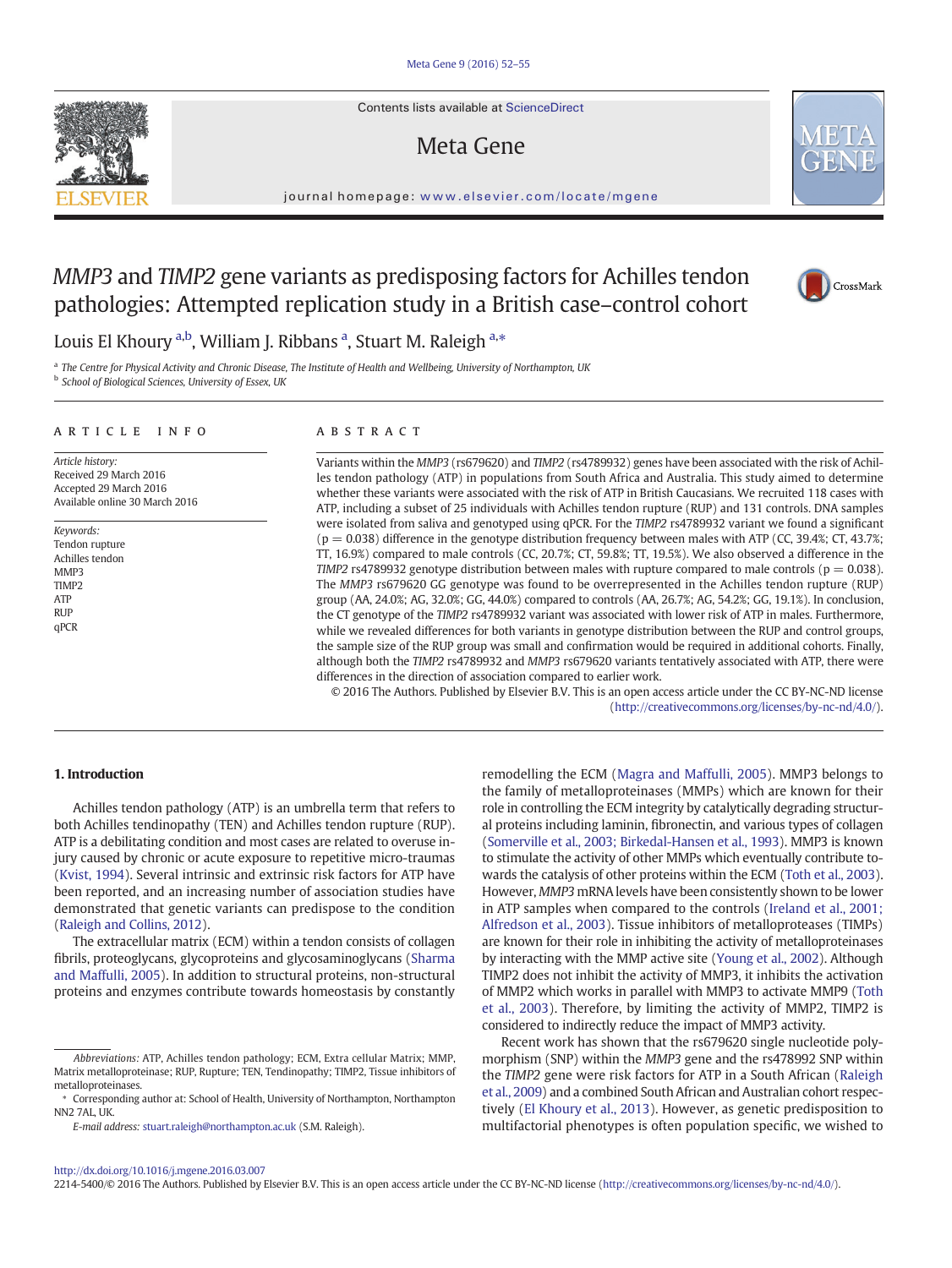# *MMP3* and *TIMP2* gene variants as predisposing factors for Achilles tendon pathologies: Attempted replication study in a British case–control cohort

Louis El Khoury [a,b], William J. Ribbans [a], Stuart M. Raleigh [a,*]

[a] The Centre for Physical Activity and Chronic Disease, The Institute of Health and Wellbeing, University of Northampton, UK
[b] School of Biological Sciences, University of Essex, UK

## ARTICLE INFO

*Article history:*
Received 29 March 2016
Accepted 29 March 2016
Available online 30 March 2016

*Keywords:*
Tendon rupture
Achilles tendon
MMP3
TIMP2
ATP
RUP
qPCR

## ABSTRACT

Variants within the *MMP3* (rs679620) and *TIMP2* (rs4789932) genes have been associated with the risk of Achilles tendon pathology (ATP) in populations from South Africa and Australia. This study aimed to determine whether these variants were associated with the risk of ATP in British Caucasians. We recruited 118 cases with ATP, including a subset of 25 individuals with Achilles tendon rupture (RUP) and 131 controls. DNA samples were isolated from saliva and genotyped using qPCR. For the *TIMP2* rs4789932 variant we found a significant ($p = 0.038$) difference in the genotype distribution frequency between males with ATP (CC, 39.4%; CT, 43.7%; TT, 16.9%) compared to male controls (CC, 20.7%; CT, 59.8%; TT, 19.5%). We also observed a difference in the *TIMP2* rs4789932 genotype distribution between males with rupture compared to male controls ($p = 0.038$). The *MMP3* rs679620 GG genotype was found to be overrepresented in the Achilles tendon rupture (RUP) group (AA, 24.0%; AG, 32.0%; GG, 44.0%) compared to controls (AA, 26.7%; AG, 54.2%; GG, 19.1%). In conclusion, the CT genotype of the *TIMP2* rs4789932 variant was associated with lower risk of ATP in males. Furthermore, while we revealed differences for both variants in genotype distribution between the RUP and control groups, the sample size of the RUP group was small and confirmation would be required in additional cohorts. Finally, although both the *TIMP2* rs4789932 and *MMP3* rs679620 variants tentatively associated with ATP, there were differences in the direction of association compared to earlier work.

© 2016 The Authors. Published by Elsevier B.V. This is an open access article under the CC BY-NC-ND license (http://creativecommons.org/licenses/by-nc-nd/4.0/).

## 1. Introduction

Achilles tendon pathology (ATP) is an umbrella term that refers to both Achilles tendinopathy (TEN) and Achilles tendon rupture (RUP). ATP is a debilitating condition and most cases are related to overuse injury caused by chronic or acute exposure to repetitive micro-traumas (Kvist, 1994). Several intrinsic and extrinsic risk factors for ATP have been reported, and an increasing number of association studies have demonstrated that genetic variants can predispose to the condition (Raleigh and Collins, 2012).

The extracellular matrix (ECM) within a tendon consists of collagen fibrils, proteoglycans, glycoproteins and glycosaminoglycans (Sharma and Maffulli, 2005). In addition to structural proteins, non-structural proteins and enzymes contribute towards homeostasis by constantly remodelling the ECM (Magra and Maffulli, 2005). MMP3 belongs to the family of metalloproteinases (MMPs) which are known for their role in controlling the ECM integrity by catalytically degrading structural proteins including laminin, fibronectin, and various types of collagen (Somerville et al., 2003; Birkedal-Hansen et al., 1993). MMP3 is known to stimulate the activity of other MMPs which eventually contribute towards the catalysis of other proteins within the ECM (Toth et al., 2003). However, *MMP3* mRNA levels have been consistently shown to be lower in ATP samples when compared to the controls (Ireland et al., 2001; Alfredson et al., 2003). Tissue inhibitors of metalloproteases (TIMPs) are known for their role in inhibiting the activity of metalloproteinases by interacting with the MMP active site (Young et al., 2002). Although TIMP2 does not inhibit the activity of MMP3, it inhibits the activation of MMP2 which works in parallel with MMP3 to activate MMP9 (Toth et al., 2003). Therefore, by limiting the activity of MMP2, TIMP2 is considered to indirectly reduce the impact of MMP3 activity.

Recent work has shown that the rs679620 single nucleotide polymorphism (SNP) within the *MMP3* gene and the rs478992 SNP within the *TIMP2* gene were risk factors for ATP in a South African (Raleigh et al., 2009) and a combined South African and Australian cohort respectively (El Khoury et al., 2013). However, as genetic predisposition to multifactorial phenotypes is often population specific, we wished to

---

Abbreviations: ATP, Achilles tendon pathology; ECM, Extra cellular Matrix; MMP, Matrix metalloproteinase; RUP, Rupture; TEN, Tendinopathy; TIMP2, Tissue inhibitors of metalloproteinases.

\* Corresponding author at: School of Health, University of Northampton, Northampton NN2 7AL, UK.

*E-mail address:* stuart.raleigh@northampton.ac.uk (S.M. Raleigh).

http://dx.doi.org/10.1016/j.mgene.2016.03.007
2214-5400/© 2016 The Authors. Published by Elsevier B.V. This is an open access article under the CC BY-NC-ND license (http://creativecommons.org/licenses/by-nc-nd/4.0/).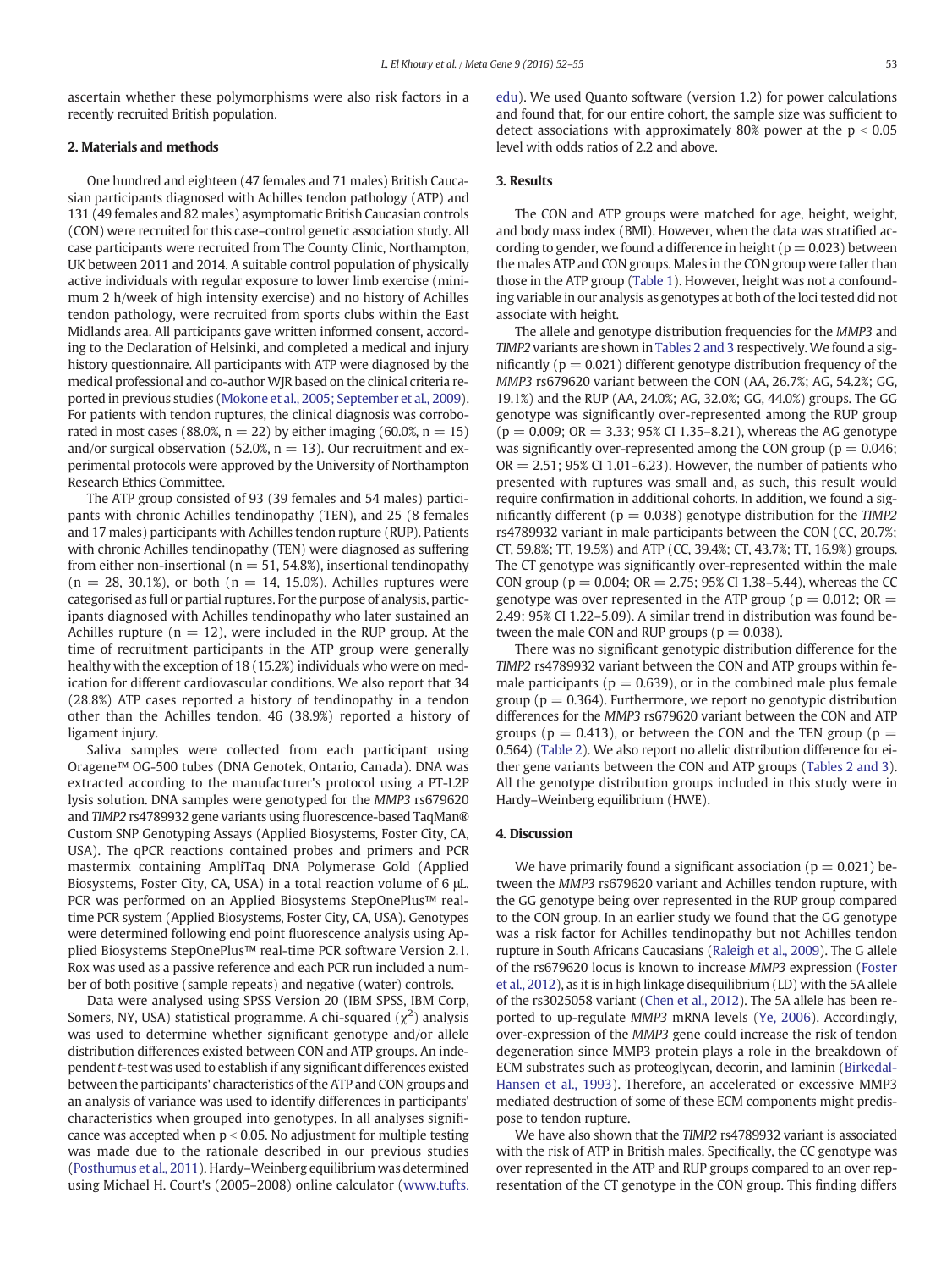ascertain whether these polymorphisms were also risk factors in a recently recruited British population.

## 2. Materials and methods

One hundred and eighteen (47 females and 71 males) British Caucasian participants diagnosed with Achilles tendon pathology (ATP) and 131 (49 females and 82 males) asymptomatic British Caucasian controls (CON) were recruited for this case–control genetic association study. All case participants were recruited from The County Clinic, Northampton, UK between 2011 and 2014. A suitable control population of physically active individuals with regular exposure to lower limb exercise (minimum 2 h/week of high intensity exercise) and no history of Achilles tendon pathology, were recruited from sports clubs within the East Midlands area. All participants gave written informed consent, according to the Declaration of Helsinki, and completed a medical and injury history questionnaire. All participants with ATP were diagnosed by the medical professional and co-author WJR based on the clinical criteria reported in previous studies (Mokone et al., 2005; September et al., 2009). For patients with tendon ruptures, the clinical diagnosis was corroborated in most cases (88.0%, n = 22) by either imaging (60.0%, n = 15) and/or surgical observation (52.0%, n = 13). Our recruitment and experimental protocols were approved by the University of Northampton Research Ethics Committee.

The ATP group consisted of 93 (39 females and 54 males) participants with chronic Achilles tendinopathy (TEN), and 25 (8 females and 17 males) participants with Achilles tendon rupture (RUP). Patients with chronic Achilles tendinopathy (TEN) were diagnosed as suffering from either non-insertional (n = 51, 54.8%), insertional tendinopathy (n = 28, 30.1%), or both (n = 14, 15.0%). Achilles ruptures were categorised as full or partial ruptures. For the purpose of analysis, participants diagnosed with Achilles tendinopathy who later sustained an Achilles rupture (n = 12), were included in the RUP group. At the time of recruitment participants in the ATP group were generally healthy with the exception of 18 (15.2%) individuals who were on medication for different cardiovascular conditions. We also report that 34 (28.8%) ATP cases reported a history of tendinopathy in a tendon other than the Achilles tendon, 46 (38.9%) reported a history of ligament injury.

Saliva samples were collected from each participant using Oragene™ OG-500 tubes (DNA Genotek, Ontario, Canada). DNA was extracted according to the manufacturer's protocol using a PT-L2P lysis solution. DNA samples were genotyped for the *MMP3* rs679620 and *TIMP2* rs4789932 gene variants using fluorescence-based TaqMan® Custom SNP Genotyping Assays (Applied Biosystems, Foster City, CA, USA). The qPCR reactions contained probes and primers and PCR mastermix containing AmpliTaq DNA Polymerase Gold (Applied Biosystems, Foster City, CA, USA) in a total reaction volume of 6 μL. PCR was performed on an Applied Biosystems StepOnePlus™ real-time PCR system (Applied Biosystems, Foster City, CA, USA). Genotypes were determined following end point fluorescence analysis using Applied Biosystems StepOnePlus™ real-time PCR software Version 2.1. Rox was used as a passive reference and each PCR run included a number of both positive (sample repeats) and negative (water) controls.

Data were analysed using SPSS Version 20 (IBM SPSS, IBM Corp, Somers, NY, USA) statistical programme. A chi-squared ($\chi^2$) analysis was used to determine whether significant genotype and/or allele distribution differences existed between CON and ATP groups. An independent *t*-test was used to establish if any significant differences existed between the participants' characteristics of the ATP and CON groups and an analysis of variance was used to identify differences in participants' characteristics when grouped into genotypes. In all analyses significance was accepted when $p < 0.05$. No adjustment for multiple testing was made due to the rationale described in our previous studies (Posthumus et al., 2011). Hardy–Weinberg equilibrium was determined using Michael H. Court's (2005–2008) online calculator (www.tufts.edu). We used Quanto software (version 1.2) for power calculations and found that, for our entire cohort, the sample size was sufficient to detect associations with approximately 80% power at the $p < 0.05$ level with odds ratios of 2.2 and above.

## 3. Results

The CON and ATP groups were matched for age, height, weight, and body mass index (BMI). However, when the data was stratified according to gender, we found a difference in height (p = 0.023) between the males ATP and CON groups. Males in the CON group were taller than those in the ATP group (Table 1). However, height was not a confounding variable in our analysis as genotypes at both of the loci tested did not associate with height.

The allele and genotype distribution frequencies for the *MMP3* and *TIMP2* variants are shown in Tables 2 and 3 respectively. We found a significantly (p = 0.021) different genotype distribution frequency of the *MMP3* rs679620 variant between the CON (AA, 26.7%; AG, 54.2%; GG, 19.1%) and the RUP (AA, 24.0%; AG, 32.0%; GG, 44.0%) groups. The GG genotype was significantly over-represented among the RUP group (p = 0.009; OR = 3.33; 95% CI 1.35–8.21), whereas the AG genotype was significantly over-represented among the CON group (p = 0.046; OR = 2.51; 95% CI 1.01–6.23). However, the number of patients who presented with ruptures was small and, as such, this result would require confirmation in additional cohorts. In addition, we found a significantly different (p = 0.038) genotype distribution for the *TIMP2* rs4789932 variant in male participants between the CON (CC, 20.7%; CT, 59.8%; TT, 19.5%) and ATP (CC, 39.4%; CT, 43.7%; TT, 16.9%) groups. The CT genotype was significantly over-represented within the male CON group (p = 0.004; OR = 2.75; 95% CI 1.38–5.44), whereas the CC genotype was over represented in the ATP group (p = 0.012; OR = 2.49; 95% CI 1.22–5.09). A similar trend in distribution was found between the male CON and RUP groups (p = 0.038).

There was no significant genotypic distribution difference for the *TIMP2* rs4789932 variant between the CON and ATP groups within female participants (p = 0.639), or in the combined male plus female group (p = 0.364). Furthermore, we report no genotypic distribution differences for the *MMP3* rs679620 variant between the CON and ATP groups (p = 0.413), or between the CON and the TEN group (p = 0.564) (Table 2). We also report no allelic distribution difference for either gene variants between the CON and ATP groups (Tables 2 and 3). All the genotype distribution groups included in this study were in Hardy–Weinberg equilibrium (HWE).

## 4. Discussion

We have primarily found a significant association (p = 0.021) between the *MMP3* rs679620 variant and Achilles tendon rupture, with the GG genotype being over represented in the RUP group compared to the CON group. In an earlier study we found that the GG genotype was a risk factor for Achilles tendinopathy but not Achilles tendon rupture in South Africans Caucasians (Raleigh et al., 2009). The G allele of the rs679620 locus is known to increase *MMP3* expression (Foster et al., 2012), as it is in high linkage disequilibrium (LD) with the 5A allele of the rs3025058 variant (Chen et al., 2012). The 5A allele has been reported to up-regulate *MMP3* mRNA levels (Ye, 2006). Accordingly, over-expression of the *MMP3* gene could increase the risk of tendon degeneration since MMP3 protein plays a role in the breakdown of ECM substrates such as proteoglycan, decorin, and laminin (Birkedal-Hansen et al., 1993). Therefore, an accelerated or excessive MMP3 mediated destruction of some of these ECM components might predispose to tendon rupture.

We have also shown that the *TIMP2* rs4789932 variant is associated with the risk of ATP in British males. Specifically, the CC genotype was over represented in the ATP and RUP groups compared to an over representation of the CT genotype in the CON group. This finding differs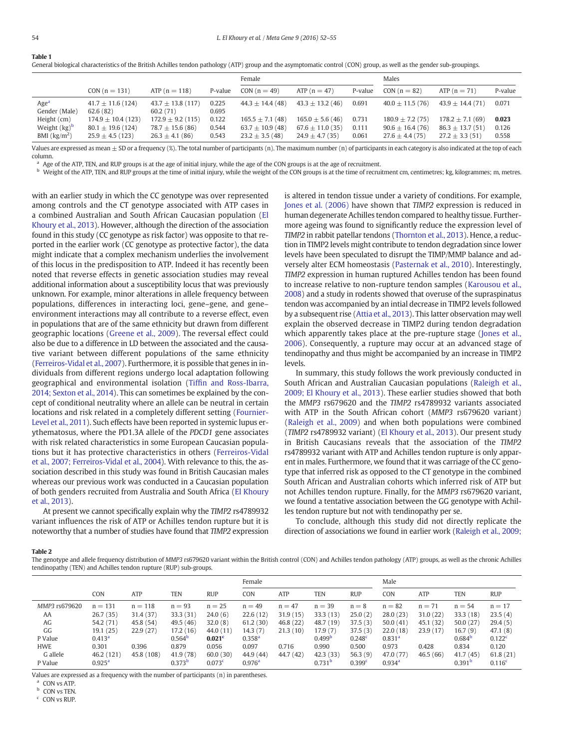**Table 1**
General biological characteristics of the British Achilles tendon pathology (ATP) group and the asymptomatic control (CON) group, as well as the gender sub-groupings.

| | | | | Female | | | Males | | |
|---|---|---|---|---|---|---|---|---|---|
| | CON (n = 131) | ATP (n = 118) | P-value | CON (n = 49) | ATP (n = 47) | P-value | CON (n = 82) | ATP (n = 71) | P-value |
| Age[a] | 41.7 ± 11.6 (124) | 43.7 ± 13.8 (117) | 0.225 | 44.3 ± 14.4 (48) | 43.3 ± 13.2 (46) | 0.691 | 40.0 ± 11.5 (76) | 43.9 ± 14.4 (71) | 0.071 |
| Gender (Male) | 62.6 (82) | 60.2 (71) | 0.695 | | | | | | |
| Height (cm) | 174.9 ± 10.4 (123) | 172.9 ± 9.2 (115) | 0.122 | 165.5 ± 7.1 (48) | 165.0 ± 5.6 (46) | 0.731 | 180.9 ± 7.2 (75) | 178.2 ± 7.1 (69) | **0.023** |
| Weight (kg)[b] | 80.1 ± 19.6 (124) | 78.7 ± 15.6 (86) | 0.544 | 63.7 ± 10.9 (48) | 67.6 ± 11.0 (35) | 0.111 | 90.6 ± 16.4 (76) | 86.3 ± 13.7 (51) | 0.126 |
| BMI ($kg/m^2$) | 25.9 ± 4.5 (123) | 26.3 ± 4.1 (86) | 0.543 | 23.2 ± 3.5 (48) | 24.9 ± 4.7 (35) | 0.061 | 27.6 ± 4.4 (75) | 27.2 ± 3.3 (51) | 0.558 |

Values are expressed as mean ± SD or a frequency (%). The total number of participants (n). The maximum number (n) of participants in each category is also indicated at the top of each column.

[a] Age of the ATP, TEN, and RUP groups is at the age of initial injury, while the age of the CON groups is at the age of recruitment.

[b] Weight of the ATP, TEN, and RUP groups at the time of initial injury, while the weight of the CON groups is at the time of recruitment cm, centimetres; kg, kilogrammes; m, metres.

with an earlier study in which the CC genotype was over represented among controls and the CT genotype associated with ATP cases in a combined Australian and South African Caucasian population (El Khoury et al., 2013). However, although the direction of the association found in this study (CC genotype as risk factor) was opposite to that reported in the earlier work (CC genotype as protective factor), the data might indicate that a complex mechanism underlies the involvement of this locus in the predisposition to ATP. Indeed it has recently been noted that reverse effects in genetic association studies may reveal additional information about a susceptibility locus that was previously unknown. For example, minor alterations in allele frequency between populations, differences in interacting loci, gene–gene, and gene–environment interactions may all contribute to a reverse effect, even in populations that are of the same ethnicity but drawn from different geographic locations (Greene et al., 2009). The reversal effect could also be due to a difference in LD between the associated and the causative variant between different populations of the same ethnicity (Ferreiros-Vidal et al., 2007). Furthermore, it is possible that genes in individuals from different regions undergo local adaptation following geographical and environmental isolation (Tiffin and Ross-Ibarra, 2014; Sexton et al., 2014). This can sometimes be explained by the concept of conditional neutrality where an allele can be neutral in certain locations and risk related in a completely different setting (Fournier-Level et al., 2011). Such effects have been reported in systemic lupus erythematosus, where the PD1.3A allele of the *PDCD1* gene associates with risk related characteristics in some European Caucasian populations but it has protective characteristics in others (Ferreiros-Vidal et al., 2007; Ferreiros-Vidal et al., 2004). With relevance to this, the association described in this study was found in British Caucasian males whereas our previous work was conducted in a Caucasian population of both genders recruited from Australia and South Africa (El Khoury et al., 2013).

At present we cannot specifically explain why the *TIMP2* rs4789932 variant influences the risk of ATP or Achilles tendon rupture but it is noteworthy that a number of studies have found that *TIMP2* expression is altered in tendon tissue under a variety of conditions. For example, Jones et al. (2006) have shown that *TIMP2* expression is reduced in human degenerate Achilles tendon compared to healthy tissue. Furthermore ageing was found to significantly reduce the expression level of *TIMP2* in rabbit patellar tendons (Thornton et al., 2013). Hence, a reduction in TIMP2 levels might contribute to tendon degradation since lower levels have been speculated to disrupt the TIMP/MMP balance and adversely alter ECM homeostasis (Pasternak et al., 2010). Interestingly, *TIMP2* expression in human ruptured Achilles tendon has been found to increase relative to non-rupture tendon samples (Karousou et al., 2008) and a study in rodents showed that overuse of the supraspinatus tendon was accompanied by an intial decrease in TIMP2 levels followed by a subsequent rise (Attia et al., 2013). This latter observation may well explain the observed decrease in TIMP2 during tendon degradation which apparently takes place at the pre-rupture stage (Jones et al., 2006). Consequently, a rupture may occur at an advanced stage of tendinopathy and thus might be accompanied by an increase in TIMP2 levels.

In summary, this study follows the work previously conducted in South African and Australian Caucasian populations (Raleigh et al., 2009; El Khoury et al., 2013). These earlier studies showed that both the *MMP3* rs679620 and the *TIMP2* rs4789932 variants associated with ATP in the South African cohort (*MMP3* rs679620 variant) (Raleigh et al., 2009) and when both populations were combined (*TIMP2* rs4789932 variant) (El Khoury et al., 2013). Our present study in British Caucasians reveals that the association of the *TIMP2* rs4789932 variant with ATP and Achilles tendon rupture is only apparent in males. Furthermore, we found that it was carriage of the CC genotype that inferred risk as opposed to the CT genotype in the combined South African and Australian cohorts which inferred risk of ATP but not Achilles tendon rupture. Finally, for the *MMP3* rs679620 variant, we found a tentative association between the GG genotype with Achilles tendon rupture but not with tendinopathy per se.

To conclude, although this study did not directly replicate the direction of associations we found in earlier work (Raleigh et al., 2009;

**Table 2**
The genotype and allele frequency distribution of *MMP3* rs679620 variant within the British control (CON) and Achilles tendon pathology (ATP) groups, as well as the chronic Achilles tendinopathy (TEN) and Achilles tendon rupture (RUP) sub-groups.

| | | | | | Female | | | | Male | | | |
|---|---|---|---|---|---|---|---|---|---|---|---|---|
| | CON | ATP | TEN | RUP | CON | ATP | TEN | RUP | CON | ATP | TEN | RUP |
| *MMP3* rs679620 | n = 131 | n = 118 | n = 93 | n = 25 | n = 49 | n = 47 | n = 39 | n = 8 | n = 82 | n = 71 | n = 54 | n = 17 |
| AA | 26.7 (35) | 31.4 (37) | 33.3 (31) | 24.0 (6) | 22.6 (12) | 31.9 (15) | 33.3 (13) | 25.0 (2) | 28.0 (23) | 31.0 (22) | 33.3 (18) | 23.5 (4) |
| AG | 54.2 (71) | 45.8 (54) | 49.5 (46) | 32.0 (8) | 61.2 (30) | 46.8 (22) | 48.7 (19) | 37.5 (3) | 50.0 (41) | 45.1 (32) | 50.0 (27) | 29.4 (5) |
| GG | 19.1 (25) | 22.9 (27) | 17.2 (16) | 44.0 (11) | 14.3 (7) | 21.3 (10) | 17.9 (7) | 37.5 (3) | 22.0 (18) | 23.9 (17) | 16.7 (9) | 47.1 (8) |
| P Value | 0.413[a] | | 0.564[b] | **0.021**[c] | 0.358[a] | | 0.499[b] | 0.248[c] | 0.831[a] | | 0.684[b] | 0.122[c] |
| HWE | 0.301 | 0.396 | 0.879 | 0.056 | 0.097 | 0.716 | 0.990 | 0.500 | 0.973 | 0.428 | 0.834 | 0.120 |
| G allele | 46.2 (121) | 45.8 (108) | 41.9 (78) | 60.0 (30) | 44.9 (44) | 44.7 (42) | 42.3 (33) | 56.3 (9) | 47.0 (77) | 46.5 (66) | 41.7 (45) | 61.8 (21) |
| P Value | 0.925[a] | | 0.373[b] | 0.073[c] | 0.976[a] | | 0.731[b] | 0.399[c] | 0.934[a] | | 0.391[b] | 0.116[c] |

Values are expressed as a frequency with the number of participants (n) in parentheses.

[a] CON vs ATP.

[b] CON vs TEN.

[c] CON vs RUP.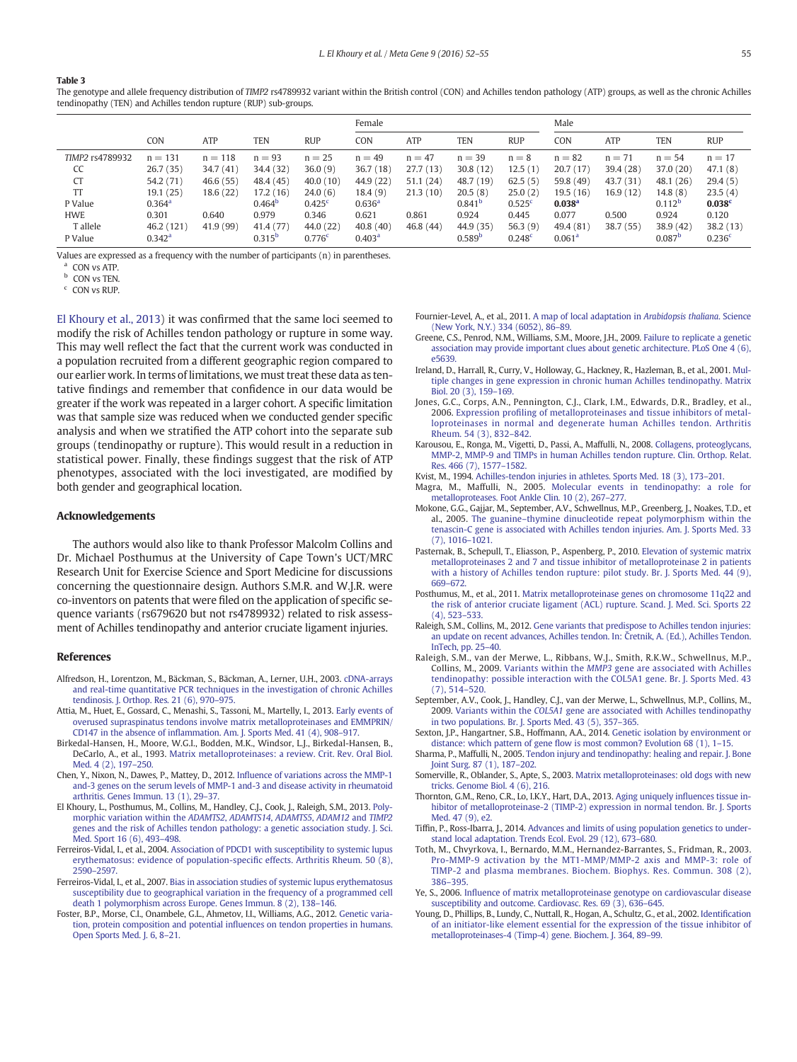**Table 3**
The genotype and allele frequency distribution of *TIMP2* rs4789932 variant within the British control (CON) and Achilles tendon pathology (ATP) groups, as well as the chronic Achilles tendinopathy (TEN) and Achilles tendon rupture (RUP) sub-groups.

| | | | | | Female | | | | Male | | | |
|---|---|---|---|---|---|---|---|---|---|---|---|---|
| | CON | ATP | TEN | RUP | CON | ATP | TEN | RUP | CON | ATP | TEN | RUP |
| *TIMP2* rs4789932 | n = 131 | n = 118 | n = 93 | n = 25 | n = 49 | n = 47 | n = 39 | n = 8 | n = 82 | n = 71 | n = 54 | n = 17 |
| CC | 26.7 (35) | 34.7 (41) | 34.4 (32) | 36.0 (9) | 36.7 (18) | 27.7 (13) | 30.8 (12) | 12.5 (1) | 20.7 (17) | 39.4 (28) | 37.0 (20) | 47.1 (8) |
| CT | 54.2 (71) | 46.6 (55) | 48.4 (45) | 40.0 (10) | 44.9 (22) | 51.1 (24) | 48.7 (19) | 62.5 (5) | 59.8 (49) | 43.7 (31) | 48.1 (26) | 29.4 (5) |
| TT | 19.1 (25) | 18.6 (22) | 17.2 (16) | 24.0 (6) | 18.4 (9) | 21.3 (10) | 20.5 (8) | 25.0 (2) | 19.5 (16) | 16.9 (12) | 14.8 (8) | 23.5 (4) |
| P Value | 0.364[a] | | 0.464[b] | 0.425[c] | 0.636[a] | | 0.841[b] | 0.525[c] | **0.038**[a] | | 0.112[b] | **0.038**[c] |
| HWE | 0.301 | 0.640 | 0.979 | 0.346 | 0.621 | 0.861 | 0.924 | 0.445 | 0.077 | 0.500 | 0.924 | 0.120 |
| T allele | 46.2 (121) | 41.9 (99) | 41.4 (77) | 44.0 (22) | 40.8 (40) | 46.8 (44) | 44.9 (35) | 56.3 (9) | 49.4 (81) | 38.7 (55) | 38.9 (42) | 38.2 (13) |
| P Value | 0.342[a] | | 0.315[b] | 0.776[c] | 0.403[a] | | 0.589[b] | 0.248[c] | 0.061[a] | | 0.087[b] | 0.236[c] |

Values are expressed as a frequency with the number of participants (n) in parentheses.
[a] CON vs ATP.
[b] CON vs TEN.
[c] CON vs RUP.

El Khoury et al., 2013) it was confirmed that the same loci seemed to modify the risk of Achilles tendon pathology or rupture in some way. This may well reflect the fact that the current work was conducted in a population recruited from a different geographic region compared to our earlier work. In terms of limitations, we must treat these data as tentative findings and remember that confidence in our data would be greater if the work was repeated in a larger cohort. A specific limitation was that sample size was reduced when we conducted gender specific analysis and when we stratified the ATP cohort into the separate sub groups (tendinopathy or rupture). This would result in a reduction in statistical power. Finally, these findings suggest that the risk of ATP phenotypes, associated with the loci investigated, are modified by both gender and geographical location.

## Acknowledgements

The authors would also like to thank Professor Malcolm Collins and Dr. Michael Posthumus at the University of Cape Town's UCT/MRC Research Unit for Exercise Science and Sport Medicine for discussions concerning the questionnaire design. Authors S.M.R. and W.J.R. were co-inventors on patents that were filed on the application of specific sequence variants (rs679620 but not rs4789932) related to risk assessment of Achilles tendinopathy and anterior cruciate ligament injuries.

## References

Alfredson, H., Lorentzon, M., Bäckman, S., Bäckman, A., Lerner, U.H., 2003. cDNA-arrays and real-time quantitative PCR techniques in the investigation of chronic Achilles tendinosis. J. Orthop. Res. 21 (6), 970–975.

Attia, M., Huet, E., Gossard, C., Menashi, S., Tassoni, M., Martelly, I., 2013. Early events of overused supraspinatus tendons involve matrix metalloproteinases and EMMPRIN/CD147 in the absence of inflammation. Am. J. Sports Med. 41 (4), 908–917.

Birkedal-Hansen, H., Moore, W.G.I., Bodden, M.K., Windsor, L.J., Birkedal-Hansen, B., DeCarlo, A., et al., 1993. Matrix metalloproteinases: a review. Crit. Rev. Oral Biol. Med. 4 (2), 197–250.

Chen, Y., Nixon, N., Dawes, P., Mattey, D., 2012. Influence of variations across the MMP-1 and-3 genes on the serum levels of MMP-1 and-3 and disease activity in rheumatoid arthritis. Genes Immun. 13 (1), 29–37.

El Khoury, L., Posthumus, M., Collins, M., Handley, C.J., Cook, J., Raleigh, S.M., 2013. Polymorphic variation within the *ADAMTS2, ADAMTS14, ADAMTS5, ADAM12* and *TIMP2* genes and the risk of Achilles tendon pathology: a genetic association study. J. Sci. Med. Sport 16 (6), 493–498.

Ferreiros-Vidal, I., et al., 2004. Association of PDCD1 with susceptibility to systemic lupus erythematosus: evidence of population-specific effects. Arthritis Rheum. 50 (8), 2590–2597.

Ferreiros-Vidal, I., et al., 2007. Bias in association studies of systemic lupus erythematosus susceptibility due to geographical variation in the frequency of a programmed cell death 1 polymorphism across Europe. Genes Immun. 8 (2), 138–146.

Foster, B.P., Morse, C.I., Onambele, G.L., Ahmetov, I.I., Williams, A.G., 2012. Genetic variation, protein composition and potential influences on tendon properties in humans. Open Sports Med. J. 6, 8–21.

Fournier-Level, A., et al., 2011. A map of local adaptation in *Arabidopsis thaliana*. Science (New York, N.Y.) 334 (6052), 86–89.

Greene, C.S., Penrod, N.M., Williams, S.M., Moore, J.H., 2009. Failure to replicate a genetic association may provide important clues about genetic architecture. PLoS One 4 (6), e5639.

Ireland, D., Harrall, R., Curry, V., Holloway, G., Hackney, R., Hazleman, B., et al., 2001. Multiple changes in gene expression in chronic human Achilles tendinopathy. Matrix Biol. 20 (3), 159–169.

Jones, G.C., Corps, A.N., Pennington, C.J., Clark, I.M., Edwards, D.R., Bradley, et al., 2006. Expression profiling of metalloproteinases and tissue inhibitors of metalloproteinases in normal and degenerate human Achilles tendon. Arthritis Rheum. 54 (3), 832–842.

Karousou, E., Ronga, M., Vigetti, D., Passi, A., Maffulli, N., 2008. Collagens, proteoglycans, MMP-2, MMP-9 and TIMPs in human Achilles tendon rupture. Clin. Orthop. Relat. Res. 466 (7), 1577–1582.

Kvist, M., 1994. Achilles-tendon injuries in athletes. Sports Med. 18 (3), 173–201.

Magra, M., Maffulli, N., 2005. Molecular events in tendinopathy: a role for metalloproteases. Foot Ankle Clin. 10 (2), 267–277.

Mokone, G.G., Gajjar, M., September, A.V., Schwellnus, M.P., Greenberg, J., Noakes, T.D., et al., 2005. The guanine–thymine dinucleotide repeat polymorphism within the tenascin-C gene is associated with Achilles tendon injuries. Am. J. Sports Med. 33 (7), 1016–1021.

Pasternak, B., Schepull, T., Eliasson, P., Aspenberg, P., 2010. Elevation of systemic matrix metalloproteinases 2 and 7 and tissue inhibitor of metalloproteinase 2 in patients with a history of Achilles tendon rupture: pilot study. Br. J. Sports Med. 44 (9), 669–672.

Posthumus, M., et al., 2011. Matrix metalloproteinase genes on chromosome 11q22 and the risk of anterior cruciate ligament (ACL) rupture. Scand. J. Med. Sci. Sports 22 (4), 523–533.

Raleigh, S.M., Collins, M., 2012. Gene variants that predispose to Achilles tendon injuries: an update on recent advances, Achilles tendon. In: Čretnik, A. (Ed.), Achilles Tendon. InTech, pp. 25–40.

Raleigh, S.M., van der Merwe, L., Ribbans, W.J., Smith, R.K.W., Schwellnus, M.P., Collins, M., 2009. Variants within the *MMP3* gene are associated with Achilles tendinopathy: possible interaction with the COL5A1 gene. Br. J. Sports Med. 43 (7), 514–520.

September, A.V., Cook, J., Handley, C.J., van der Merwe, L., Schwellnus, M.P., Collins, M., 2009. Variants within the *COL5A1* gene are associated with Achilles tendinopathy in two populations. Br. J. Sports Med. 43 (5), 357–365.

Sexton, J.P., Hangartner, S.B., Hoffmann, A.A., 2014. Genetic isolation by environment or distance: which pattern of gene flow is most common? Evolution 68 (1), 1–15.

Sharma, P., Maffulli, N., 2005. Tendon injury and tendinopathy: healing and repair. J. Bone Joint Surg. 87 (1), 187–202.

Somerville, R., Oblander, S., Apte, S., 2003. Matrix metalloproteinases: old dogs with new tricks. Genome Biol. 4 (6), 216.

Thornton, G.M., Reno, C.R., Lo, I.K.Y., Hart, D.A., 2013. Aging uniquely influences tissue inhibitor of metalloproteinase-2 (TIMP-2) expression in normal tendon. Br. J. Sports Med. 47 (9), e2.

Tiffin, P., Ross-Ibarra, J., 2014. Advances and limits of using population genetics to understand local adaptation. Trends Ecol. Evol. 29 (12), 673–680.

Toth, M., Chvyrkova, I., Bernardo, M.M., Hernandez-Barrantes, S., Fridman, R., 2003. Pro-MMP-9 activation by the MT1-MMP/MMP-2 axis and MMP-3: role of TIMP-2 and plasma membranes. Biochem. Biophys. Res. Commun. 308 (2), 386–395.

Ye, S., 2006. Influence of matrix metalloproteinase genotype on cardiovascular disease susceptibility and outcome. Cardiovasc. Res. 69 (3), 636–645.

Young, D., Phillips, B., Lundy, C., Nuttall, R., Hogan, A., Schultz, G., et al., 2002. Identification of an initiator-like element essential for the expression of the tissue inhibitor of metalloproteinases-4 (Timp-4) gene. Biochem. J. 364, 89–99.